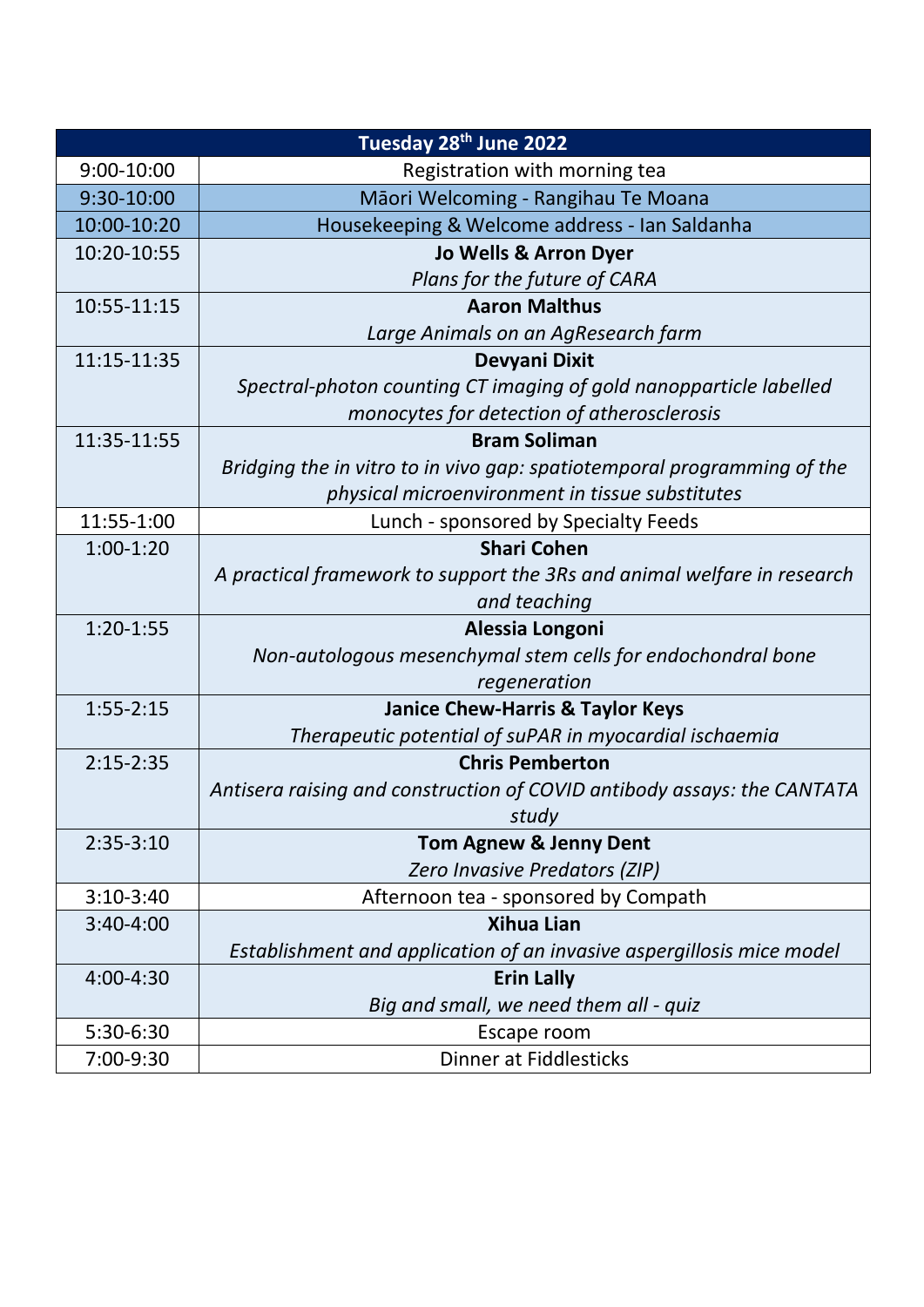| Tuesday 28th June 2022 | |
|---|---|
| 9:00-10:00 | Registration with morning tea |
| 9:30-10:00 | Māori Welcoming - Rangihau Te Moana |
| 10:00-10:20 | Housekeeping & Welcome address - Ian Saldanha |
| 10:20-10:55 | **Jo Wells & Arron Dyer**<br>*Plans for the future of CARA* |
| 10:55-11:15 | **Aaron Malthus**<br>*Large Animals on an AgResearch farm* |
| 11:15-11:35 | **Devyani Dixit**<br>*Spectral-photon counting CT imaging of gold nanopparticle labelled monocytes for detection of atherosclerosis* |
| 11:35-11:55 | **Bram Soliman**<br>*Bridging the in vitro to in vivo gap: spatiotemporal programming of the physical microenvironment in tissue substitutes* |
| 11:55-1:00 | Lunch - sponsored by Specialty Feeds |
| 1:00-1:20 | **Shari Cohen**<br>*A practical framework to support the 3Rs and animal welfare in research and teaching* |
| 1:20-1:55 | **Alessia Longoni**<br>*Non-autologous mesenchymal stem cells for endochondral bone regeneration* |
| 1:55-2:15 | **Janice Chew-Harris & Taylor Keys**<br>*Therapeutic potential of suPAR in myocardial ischaemia* |
| 2:15-2:35 | **Chris Pemberton**<br>*Antisera raising and construction of COVID antibody assays: the CANTATA study* |
| 2:35-3:10 | **Tom Agnew & Jenny Dent**<br>*Zero Invasive Predators (ZIP)* |
| 3:10-3:40 | Afternoon tea - sponsored by Compath |
| 3:40-4:00 | **Xihua Lian**<br>*Establishment and application of an invasive aspergillosis mice model* |
| 4:00-4:30 | **Erin Lally**<br>*Big and small, we need them all - quiz* |
| 5:30-6:30 | Escape room |
| 7:00-9:30 | Dinner at Fiddlesticks |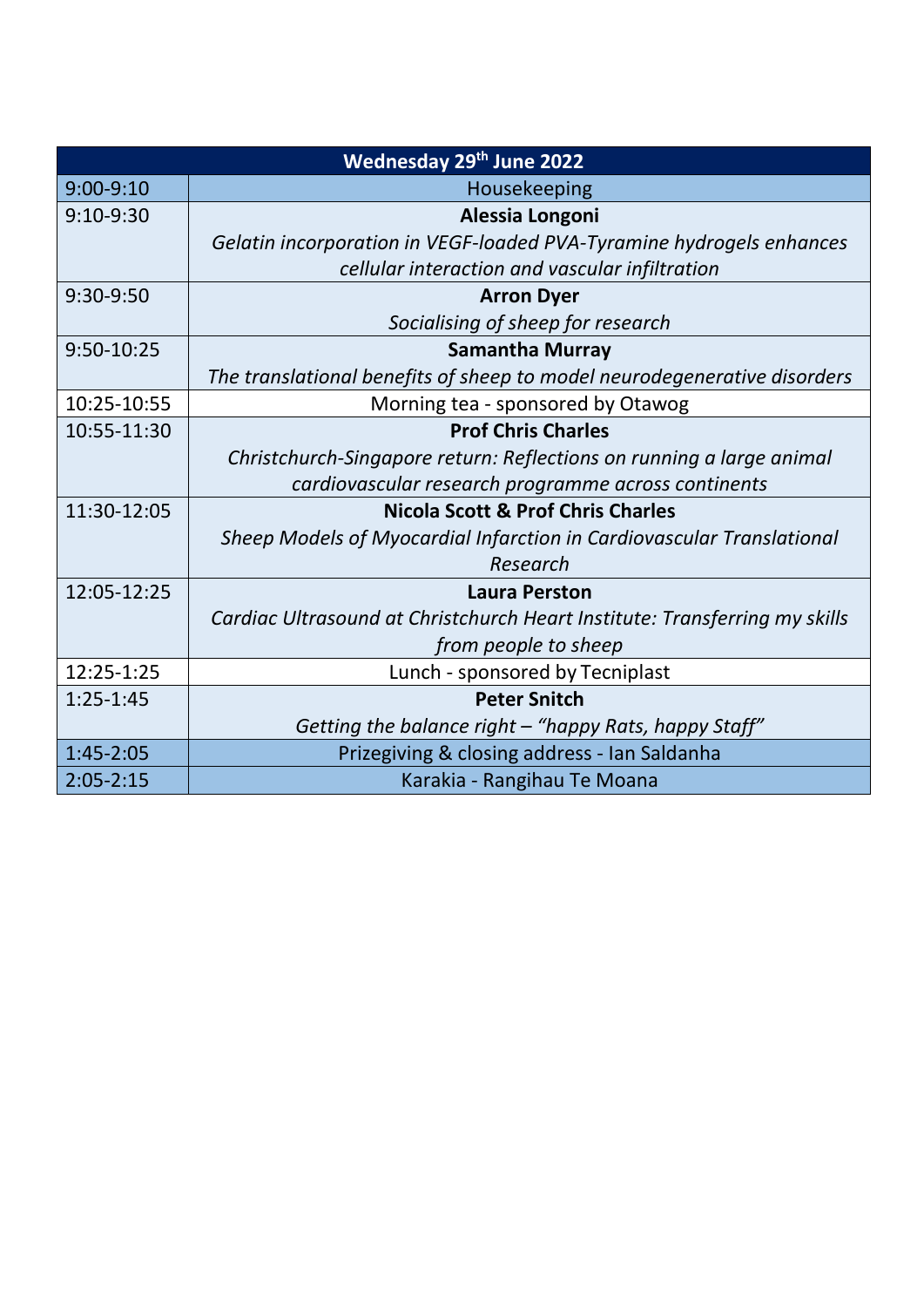| Wednesday 29th June 2022 | |
|---|---|
| 9:00-9:10 | Housekeeping |
| 9:10-9:30 | **Alessia Longoni**<br>*Gelatin incorporation in VEGF-loaded PVA-Tyramine hydrogels enhances cellular interaction and vascular infiltration* |
| 9:30-9:50 | **Arron Dyer**<br>*Socialising of sheep for research* |
| 9:50-10:25 | **Samantha Murray**<br>*The translational benefits of sheep to model neurodegenerative disorders* |
| 10:25-10:55 | Morning tea - sponsored by Otawog |
| 10:55-11:30 | **Prof Chris Charles**<br>*Christchurch-Singapore return: Reflections on running a large animal cardiovascular research programme across continents* |
| 11:30-12:05 | **Nicola Scott & Prof Chris Charles**<br>*Sheep Models of Myocardial Infarction in Cardiovascular Translational Research* |
| 12:05-12:25 | **Laura Perston**<br>*Cardiac Ultrasound at Christchurch Heart Institute: Transferring my skills from people to sheep* |
| 12:25-1:25 | Lunch - sponsored by Tecniplast |
| 1:25-1:45 | **Peter Snitch**<br>*Getting the balance right – "happy Rats, happy Staff"* |
| 1:45-2:05 | Prizegiving & closing address - Ian Saldanha |
| 2:05-2:15 | Karakia - Rangihau Te Moana |